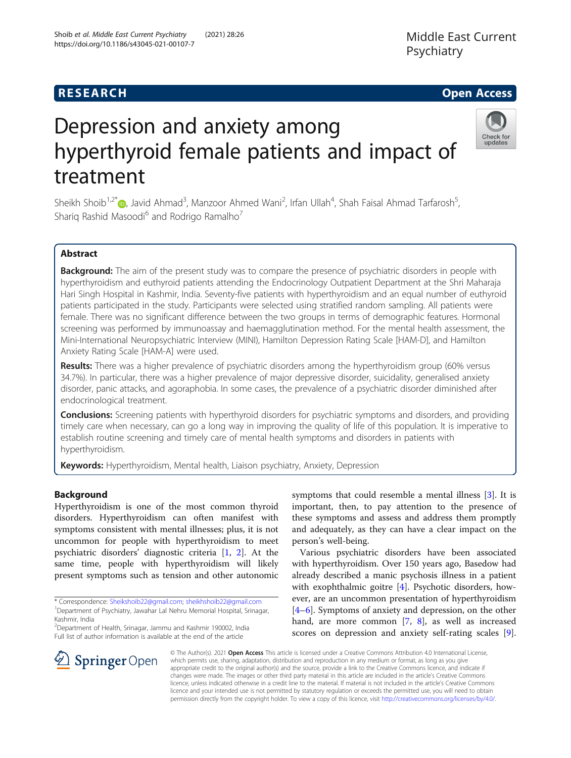# RESEARCH

# Depression and anxiety among hyperthyroid female patients and impact of treatment

Sheikh Shoib[1,2*], Javid Ahmad[3], Manzoor Ahmed Wani[2], Irfan Ullah[4], Shah Faisal Ahmad Tarfarosh[5], Shariq Rashid Masoodi[6] and Rodrigo Ramalho[7]

## Abstract

**Background:** The aim of the present study was to compare the presence of psychiatric disorders in people with hyperthyroidism and euthyroid patients attending the Endocrinology Outpatient Department at the Shri Maharaja Hari Singh Hospital in Kashmir, India. Seventy-five patients with hyperthyroidism and an equal number of euthyroid patients participated in the study. Participants were selected using stratified random sampling. All patients were female. There was no significant difference between the two groups in terms of demographic features. Hormonal screening was performed by immunoassay and haemagglutination method. For the mental health assessment, the Mini-International Neuropsychiatric Interview (MINI), Hamilton Depression Rating Scale [HAM-D], and Hamilton Anxiety Rating Scale [HAM-A] were used.

**Results:** There was a higher prevalence of psychiatric disorders among the hyperthyroidism group (60% versus 34.7%). In particular, there was a higher prevalence of major depressive disorder, suicidality, generalised anxiety disorder, panic attacks, and agoraphobia. In some cases, the prevalence of a psychiatric disorder diminished after endocrinological treatment.

**Conclusions:** Screening patients with hyperthyroid disorders for psychiatric symptoms and disorders, and providing timely care when necessary, can go a long way in improving the quality of life of this population. It is imperative to establish routine screening and timely care of mental health symptoms and disorders in patients with hyperthyroidism.

**Keywords:** Hyperthyroidism, Mental health, Liaison psychiatry, Anxiety, Depression

## Background

Hyperthyroidism is one of the most common thyroid disorders. Hyperthyroidism can often manifest with symptoms consistent with mental illnesses; plus, it is not uncommon for people with hyperthyroidism to meet psychiatric disorders' diagnostic criteria [1, 2]. At the same time, people with hyperthyroidism will likely present symptoms such as tension and other autonomic symptoms that could resemble a mental illness [3]. It is important, then, to pay attention to the presence of these symptoms and assess and address them promptly and adequately, as they can have a clear impact on the person's well-being.

Various psychiatric disorders have been associated with hyperthyroidism. Over 150 years ago, Basedow had already described a manic psychosis illness in a patient with exophthalmic goitre [4]. Psychotic disorders, however, are an uncommon presentation of hyperthyroidism [4–6]. Symptoms of anxiety and depression, on the other hand, are more common [7, 8], as well as increased scores on depression and anxiety self-rating scales [9].

\* Correspondence: Sheikshoib22@gmail.com; sheikhshoib22@gmail.com
[1]Department of Psychiatry, Jawahar Lal Nehru Memorial Hospital, Srinagar, Kashmir, India
[2]Department of Health, Srinagar, Jammu and Kashmir 190002, India
Full list of author information is available at the end of the article

© The Author(s). 2021 **Open Access** This article is licensed under a Creative Commons Attribution 4.0 International License, which permits use, sharing, adaptation, distribution and reproduction in any medium or format, as long as you give appropriate credit to the original author(s) and the source, provide a link to the Creative Commons licence, and indicate if changes were made. The images or other third party material in this article are included in the article's Creative Commons licence, unless indicated otherwise in a credit line to the material. If material is not included in the article's Creative Commons licence and your intended use is not permitted by statutory regulation or exceeds the permitted use, you will need to obtain permission directly from the copyright holder. To view a copy of this licence, visit http://creativecommons.org/licenses/by/4.0/.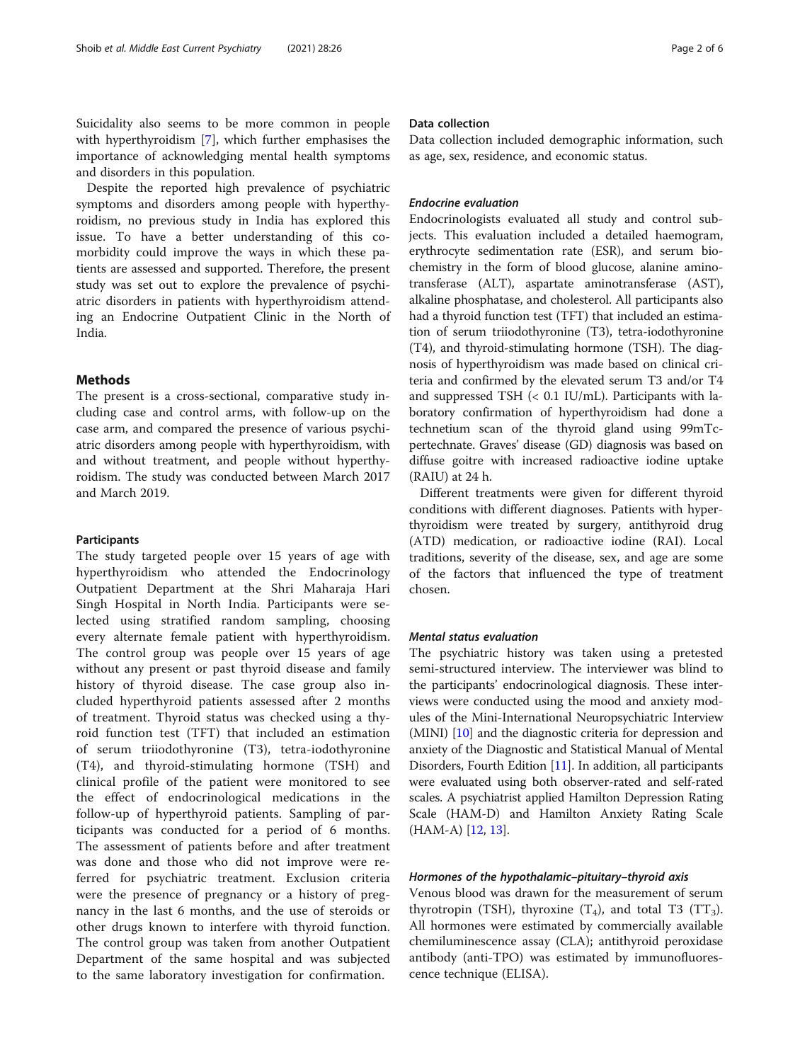Suicidality also seems to be more common in people with hyperthyroidism [7], which further emphasises the importance of acknowledging mental health symptoms and disorders in this population.

Despite the reported high prevalence of psychiatric symptoms and disorders among people with hyperthyroidism, no previous study in India has explored this issue. To have a better understanding of this comorbidity could improve the ways in which these patients are assessed and supported. Therefore, the present study was set out to explore the prevalence of psychiatric disorders in patients with hyperthyroidism attending an Endocrine Outpatient Clinic in the North of India.

## Methods

The present is a cross-sectional, comparative study including case and control arms, with follow-up on the case arm, and compared the presence of various psychiatric disorders among people with hyperthyroidism, with and without treatment, and people without hyperthyroidism. The study was conducted between March 2017 and March 2019.

### Participants

The study targeted people over 15 years of age with hyperthyroidism who attended the Endocrinology Outpatient Department at the Shri Maharaja Hari Singh Hospital in North India. Participants were selected using stratified random sampling, choosing every alternate female patient with hyperthyroidism. The control group was people over 15 years of age without any present or past thyroid disease and family history of thyroid disease. The case group also included hyperthyroid patients assessed after 2 months of treatment. Thyroid status was checked using a thyroid function test (TFT) that included an estimation of serum triiodothyronine (T3), tetra-iodothyronine (T4), and thyroid-stimulating hormone (TSH) and clinical profile of the patient were monitored to see the effect of endocrinological medications in the follow-up of hyperthyroid patients. Sampling of participants was conducted for a period of 6 months. The assessment of patients before and after treatment was done and those who did not improve were referred for psychiatric treatment. Exclusion criteria were the presence of pregnancy or a history of pregnancy in the last 6 months, and the use of steroids or other drugs known to interfere with thyroid function. The control group was taken from another Outpatient Department of the same hospital and was subjected to the same laboratory investigation for confirmation.

### Data collection

Data collection included demographic information, such as age, sex, residence, and economic status.

#### *Endocrine evaluation*

Endocrinologists evaluated all study and control subjects. This evaluation included a detailed haemogram, erythrocyte sedimentation rate (ESR), and serum biochemistry in the form of blood glucose, alanine aminotransferase (ALT), aspartate aminotransferase (AST), alkaline phosphatase, and cholesterol. All participants also had a thyroid function test (TFT) that included an estimation of serum triiodothyronine (T3), tetra-iodothyronine (T4), and thyroid-stimulating hormone (TSH). The diagnosis of hyperthyroidism was made based on clinical criteria and confirmed by the elevated serum T3 and/or T4 and suppressed TSH (< 0.1 IU/mL). Participants with laboratory confirmation of hyperthyroidism had done a technetium scan of the thyroid gland using 99mTc-pertechnate. Graves' disease (GD) diagnosis was based on diffuse goitre with increased radioactive iodine uptake (RAIU) at 24 h.

Different treatments were given for different thyroid conditions with different diagnoses. Patients with hyperthyroidism were treated by surgery, antithyroid drug (ATD) medication, or radioactive iodine (RAI). Local traditions, severity of the disease, sex, and age are some of the factors that influenced the type of treatment chosen.

#### *Mental status evaluation*

The psychiatric history was taken using a pretested semi-structured interview. The interviewer was blind to the participants' endocrinological diagnosis. These interviews were conducted using the mood and anxiety modules of the Mini-International Neuropsychiatric Interview (MINI) [10] and the diagnostic criteria for depression and anxiety of the Diagnostic and Statistical Manual of Mental Disorders, Fourth Edition [11]. In addition, all participants were evaluated using both observer-rated and self-rated scales. A psychiatrist applied Hamilton Depression Rating Scale (HAM-D) and Hamilton Anxiety Rating Scale (HAM-A) [12, 13].

#### *Hormones of the hypothalamic–pituitary–thyroid axis*

Venous blood was drawn for the measurement of serum thyrotropin (TSH), thyroxine ($T_4$), and total T3 ($TT_3$). All hormones were estimated by commercially available chemiluminescence assay (CLA); antithyroid peroxidase antibody (anti-TPO) was estimated by immunofluorescence technique (ELISA).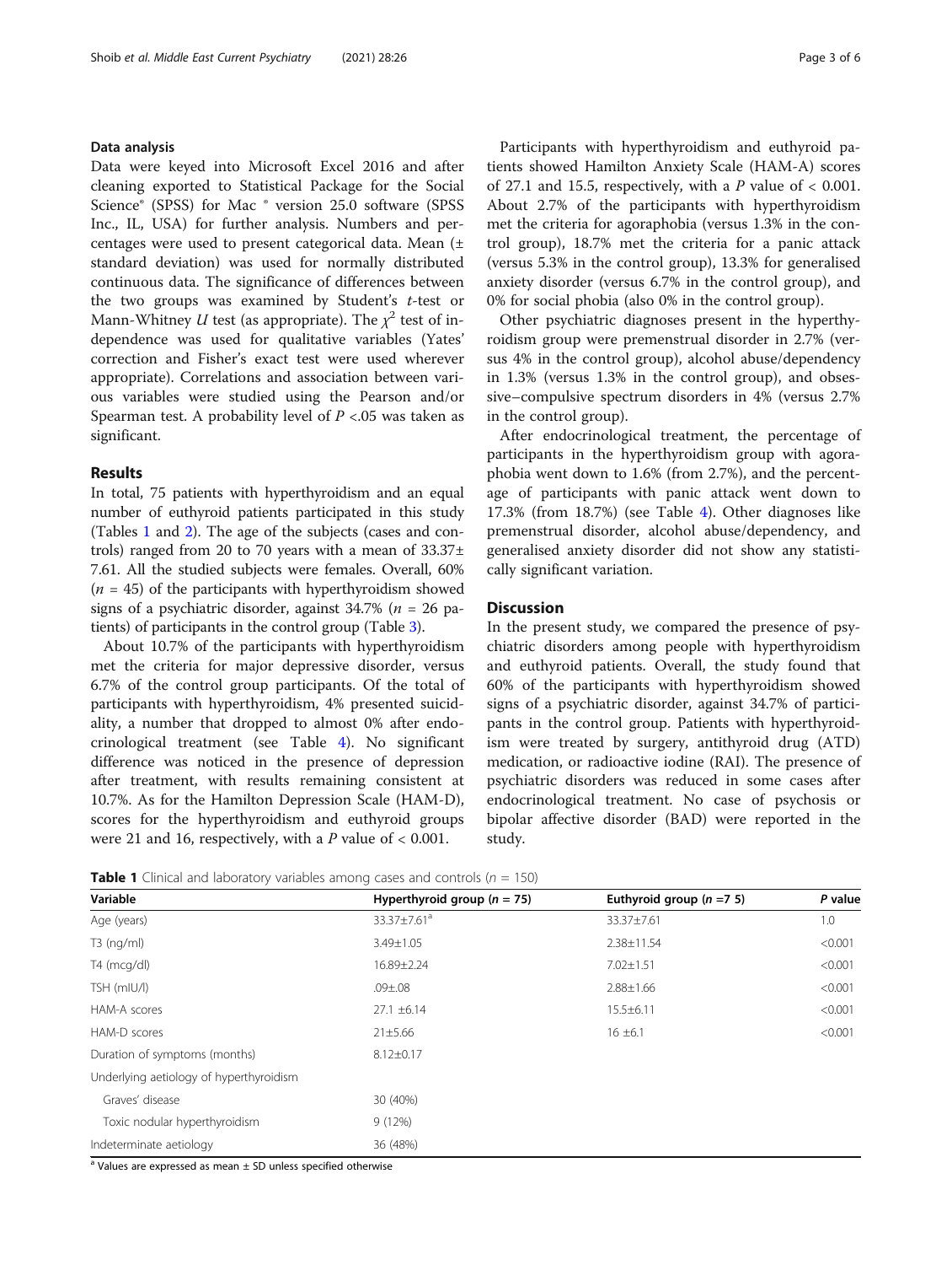### Data analysis

Data were keyed into Microsoft Excel 2016 and after cleaning exported to Statistical Package for the Social Science® (SPSS) for Mac ® version 25.0 software (SPSS Inc., IL, USA) for further analysis. Numbers and percentages were used to present categorical data. Mean (± standard deviation) was used for normally distributed continuous data. The significance of differences between the two groups was examined by Student's *t*-test or Mann-Whitney *U* test (as appropriate). The $\chi^2$ test of independence was used for qualitative variables (Yates' correction and Fisher's exact test were used wherever appropriate). Correlations and association between various variables were studied using the Pearson and/or Spearman test. A probability level of $P$ <.05 was taken as significant.

## Results

In total, 75 patients with hyperthyroidism and an equal number of euthyroid patients participated in this study (Tables 1 and 2). The age of the subjects (cases and controls) ranged from 20 to 70 years with a mean of 33.37± 7.61. All the studied subjects were females. Overall, 60% ($n$ = 45) of the participants with hyperthyroidism showed signs of a psychiatric disorder, against 34.7% ($n$ = 26 patients) of participants in the control group (Table 3).

About 10.7% of the participants with hyperthyroidism met the criteria for major depressive disorder, versus 6.7% of the control group participants. Of the total of participants with hyperthyroidism, 4% presented suicidality, a number that dropped to almost 0% after endocrinological treatment (see Table 4). No significant difference was noticed in the presence of depression after treatment, with results remaining consistent at 10.7%. As for the Hamilton Depression Scale (HAM-D), scores for the hyperthyroidism and euthyroid groups were 21 and 16, respectively, with a $P$ value of < 0.001.

Participants with hyperthyroidism and euthyroid patients showed Hamilton Anxiety Scale (HAM-A) scores of 27.1 and 15.5, respectively, with a $P$ value of < 0.001. About 2.7% of the participants with hyperthyroidism met the criteria for agoraphobia (versus 1.3% in the control group), 18.7% met the criteria for a panic attack (versus 5.3% in the control group), 13.3% for generalised anxiety disorder (versus 6.7% in the control group), and 0% for social phobia (also 0% in the control group).

Other psychiatric diagnoses present in the hyperthyroidism group were premenstrual disorder in 2.7% (versus 4% in the control group), alcohol abuse/dependency in 1.3% (versus 1.3% in the control group), and obsessive–compulsive spectrum disorders in 4% (versus 2.7% in the control group).

After endocrinological treatment, the percentage of participants in the hyperthyroidism group with agoraphobia went down to 1.6% (from 2.7%), and the percentage of participants with panic attack went down to 17.3% (from 18.7%) (see Table 4). Other diagnoses like premenstrual disorder, alcohol abuse/dependency, and generalised anxiety disorder did not show any statistically significant variation.

## Discussion

In the present study, we compared the presence of psychiatric disorders among people with hyperthyroidism and euthyroid patients. Overall, the study found that 60% of the participants with hyperthyroidism showed signs of a psychiatric disorder, against 34.7% of participants in the control group. Patients with hyperthyroidism were treated by surgery, antithyroid drug (ATD) medication, or radioactive iodine (RAI). The presence of psychiatric disorders was reduced in some cases after endocrinological treatment. No case of psychosis or bipolar affective disorder (BAD) were reported in the study.

**Table 1** Clinical and laboratory variables among cases and controls ($n$ = 150)

| Variable | Hyperthyroid group ($n$ = 75) | Euthyroid group ($n$ =7 5) | $P$ value |
|---|---|---|---|
| Age (years) | 33.37±7.61[a] | 33.37±7.61 | 1.0 |
| T3 (ng/ml) | 3.49±1.05 | 2.38±11.54 | <0.001 |
| T4 (mcg/dl) | 16.89±2.24 | 7.02±1.51 | <0.001 |
| TSH (mIU/l) | .09±.08 | 2.88±1.66 | <0.001 |
| HAM-A scores | 27.1 ±6.14 | 15.5±6.11 | <0.001 |
| HAM-D scores | 21±5.66 | 16 ±6.1 | <0.001 |
| Duration of symptoms (months) | 8.12±0.17 | | |
| Underlying aetiology of hyperthyroidism | | | |
| Graves' disease | 30 (40%) | | |
| Toxic nodular hyperthyroidism | 9 (12%) | | |
| Indeterminate aetiology | 36 (48%) | | |

[a] Values are expressed as mean ± SD unless specified otherwise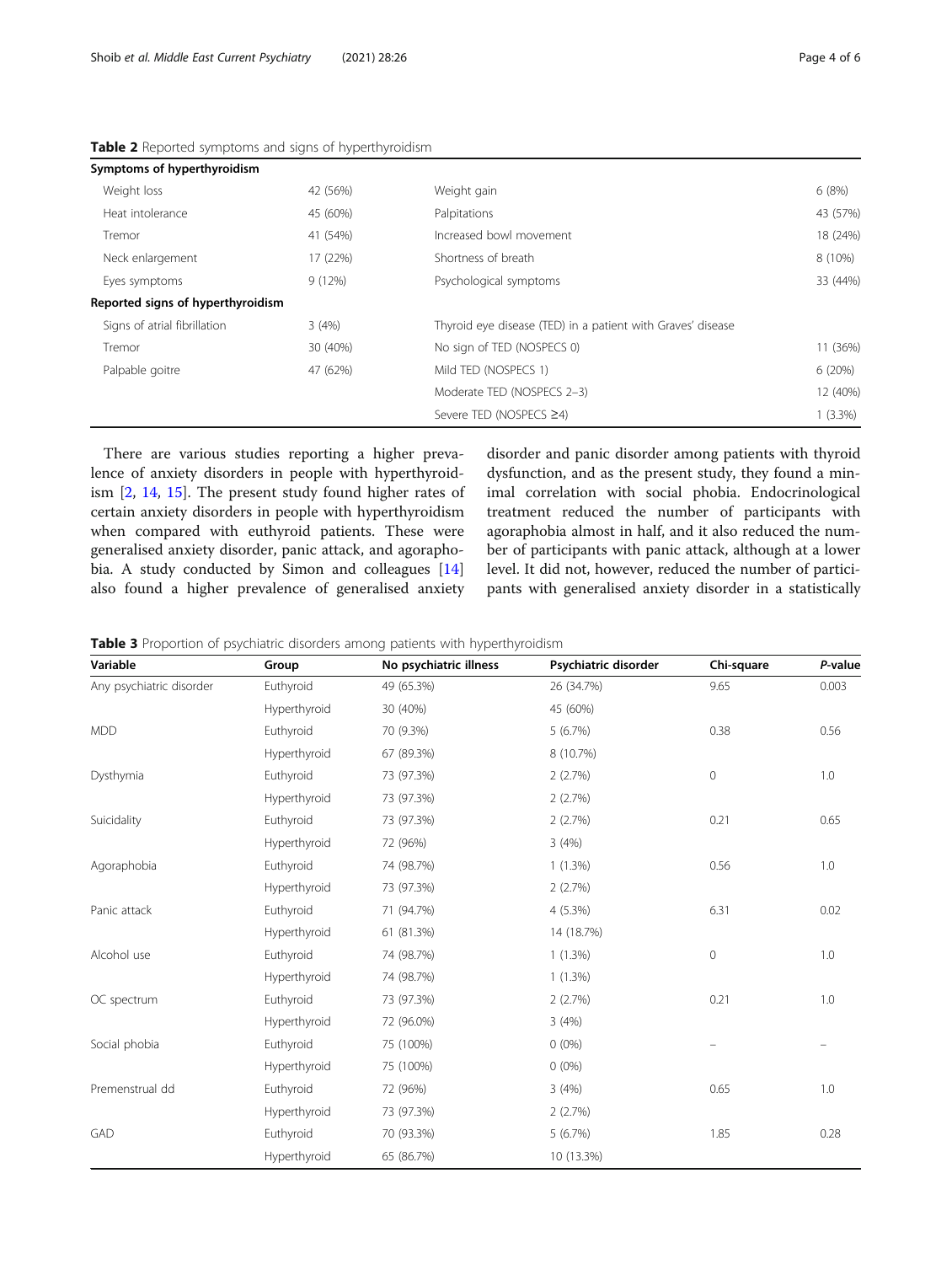**Table 2** Reported symptoms and signs of hyperthyroidism

| Symptoms of hyperthyroidism | | | |
|---|---|---|---|
| Weight loss | 42 (56%) | Weight gain | 6 (8%) |
| Heat intolerance | 45 (60%) | Palpitations | 43 (57%) |
| Tremor | 41 (54%) | Increased bowl movement | 18 (24%) |
| Neck enlargement | 17 (22%) | Shortness of breath | 8 (10%) |
| Eyes symptoms | 9 (12%) | Psychological symptoms | 33 (44%) |
| **Reported signs of hyperthyroidism** | | | |
| Signs of atrial fibrillation | 3 (4%) | Thyroid eye disease (TED) in a patient with Graves' disease | |
| Tremor | 30 (40%) | No sign of TED (NOSPECS 0) | 11 (36%) |
| Palpable goitre | 47 (62%) | Mild TED (NOSPECS 1) | 6 (20%) |
| | | Moderate TED (NOSPECS 2–3) | 12 (40%) |
| | | Severe TED (NOSPECS ≥4) | 1 (3.3%) |

There are various studies reporting a higher prevalence of anxiety disorders in people with hyperthyroidism [2, 14, 15]. The present study found higher rates of certain anxiety disorders in people with hyperthyroidism when compared with euthyroid patients. These were generalised anxiety disorder, panic attack, and agoraphobia. A study conducted by Simon and colleagues [14] also found a higher prevalence of generalised anxiety disorder and panic disorder among patients with thyroid dysfunction, and as the present study, they found a minimal correlation with social phobia. Endocrinological treatment reduced the number of participants with agoraphobia almost in half, and it also reduced the number of participants with panic attack, although at a lower level. It did not, however, reduced the number of participants with generalised anxiety disorder in a statistically

**Table 3** Proportion of psychiatric disorders among patients with hyperthyroidism

| Variable | Group | No psychiatric illness | Psychiatric disorder | Chi-square | *P*-value |
|---|---|---|---|---|---|
| Any psychiatric disorder | Euthyroid | 49 (65.3%) | 26 (34.7%) | 9.65 | 0.003 |
| | Hyperthyroid | 30 (40%) | 45 (60%) | | |
| MDD | Euthyroid | 70 (9.3%) | 5 (6.7%) | 0.38 | 0.56 |
| | Hyperthyroid | 67 (89.3%) | 8 (10.7%) | | |
| Dysthymia | Euthyroid | 73 (97.3%) | 2 (2.7%) | 0 | 1.0 |
| | Hyperthyroid | 73 (97.3%) | 2 (2.7%) | | |
| Suicidality | Euthyroid | 73 (97.3%) | 2 (2.7%) | 0.21 | 0.65 |
| | Hyperthyroid | 72 (96%) | 3 (4%) | | |
| Agoraphobia | Euthyroid | 74 (98.7%) | 1 (1.3%) | 0.56 | 1.0 |
| | Hyperthyroid | 73 (97.3%) | 2 (2.7%) | | |
| Panic attack | Euthyroid | 71 (94.7%) | 4 (5.3%) | 6.31 | 0.02 |
| | Hyperthyroid | 61 (81.3%) | 14 (18.7%) | | |
| Alcohol use | Euthyroid | 74 (98.7%) | 1 (1.3%) | 0 | 1.0 |
| | Hyperthyroid | 74 (98.7%) | 1 (1.3%) | | |
| OC spectrum | Euthyroid | 73 (97.3%) | 2 (2.7%) | 0.21 | 1.0 |
| | Hyperthyroid | 72 (96.0%) | 3 (4%) | | |
| Social phobia | Euthyroid | 75 (100%) | 0 (0%) | – | – |
| | Hyperthyroid | 75 (100%) | 0 (0%) | | |
| Premenstrual dd | Euthyroid | 72 (96%) | 3 (4%) | 0.65 | 1.0 |
| | Hyperthyroid | 73 (97.3%) | 2 (2.7%) | | |
| GAD | Euthyroid | 70 (93.3%) | 5 (6.7%) | 1.85 | 0.28 |
| | Hyperthyroid | 65 (86.7%) | 10 (13.3%) | | |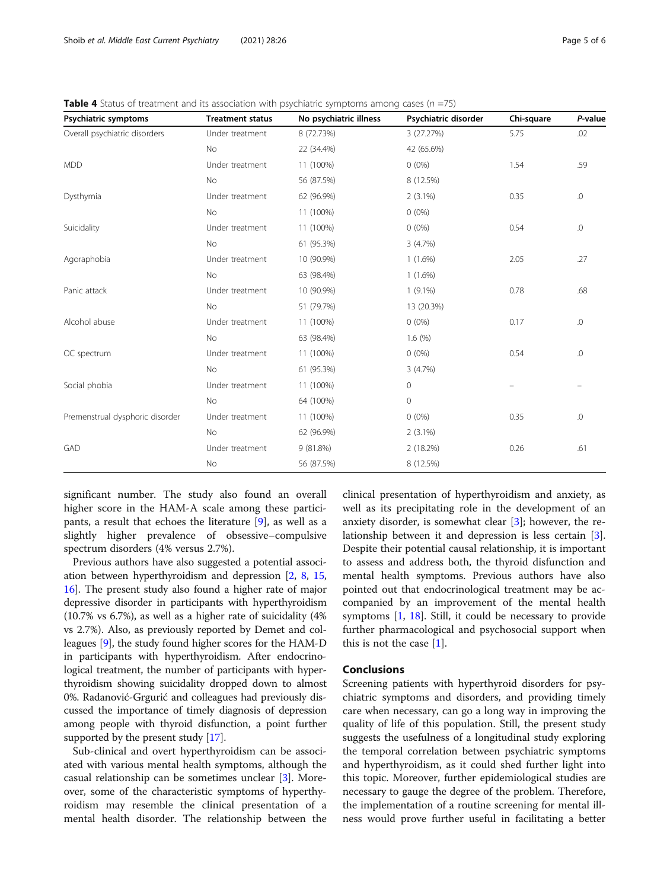**Table 4** Status of treatment and its association with psychiatric symptoms among cases ($n$ =75)

| Psychiatric symptoms | Treatment status | No psychiatric illness | Psychiatric disorder | Chi-square | *P*-value |
|---|---|---|---|---|---|
| Overall psychiatric disorders | Under treatment | 8 (72.73%) | 3 (27.27%) | 5.75 | .02 |
| | No | 22 (34.4%) | 42 (65.6%) | | |
| MDD | Under treatment | 11 (100%) | 0 (0%) | 1.54 | .59 |
| | No | 56 (87.5%) | 8 (12.5%) | | |
| Dysthymia | Under treatment | 62 (96.9%) | 2 (3.1%) | 0.35 | .0 |
| | No | 11 (100%) | 0 (0%) | | |
| Suicidality | Under treatment | 11 (100%) | 0 (0%) | 0.54 | .0 |
| | No | 61 (95.3%) | 3 (4.7%) | | |
| Agoraphobia | Under treatment | 10 (90.9%) | 1 (1.6%) | 2.05 | .27 |
| | No | 63 (98.4%) | 1 (1.6%) | | |
| Panic attack | Under treatment | 10 (90.9%) | 1 (9.1%) | 0.78 | .68 |
| | No | 51 (79.7%) | 13 (20.3%) | | |
| Alcohol abuse | Under treatment | 11 (100%) | 0 (0%) | 0.17 | .0 |
| | No | 63 (98.4%) | 1.6 (%) | | |
| OC spectrum | Under treatment | 11 (100%) | 0 (0%) | 0.54 | .0 |
| | No | 61 (95.3%) | 3 (4.7%) | | |
| Social phobia | Under treatment | 11 (100%) | 0 | – | – |
| | No | 64 (100%) | 0 | | |
| Premenstrual dysphoric disorder | Under treatment | 11 (100%) | 0 (0%) | 0.35 | .0 |
| | No | 62 (96.9%) | 2 (3.1%) | | |
| GAD | Under treatment | 9 (81.8%) | 2 (18.2%) | 0.26 | .61 |
| | No | 56 (87.5%) | 8 (12.5%) | | |

significant number. The study also found an overall higher score in the HAM-A scale among these participants, a result that echoes the literature [9], as well as a slightly higher prevalence of obsessive–compulsive spectrum disorders (4% versus 2.7%).

Previous authors have also suggested a potential association between hyperthyroidism and depression [2, 8, 15, 16]. The present study also found a higher rate of major depressive disorder in participants with hyperthyroidism (10.7% vs 6.7%), as well as a higher rate of suicidality (4% vs 2.7%). Also, as previously reported by Demet and colleagues [9], the study found higher scores for the HAM-D in participants with hyperthyroidism. After endocrinological treatment, the number of participants with hyperthyroidism showing suicidality dropped down to almost 0%. Radanović-Grgurić and colleagues had previously discussed the importance of timely diagnosis of depression among people with thyroid disfunction, a point further supported by the present study [17].

Sub-clinical and overt hyperthyroidism can be associated with various mental health symptoms, although the casual relationship can be sometimes unclear [3]. Moreover, some of the characteristic symptoms of hyperthyroidism may resemble the clinical presentation of a mental health disorder. The relationship between the clinical presentation of hyperthyroidism and anxiety, as well as its precipitating role in the development of an anxiety disorder, is somewhat clear [3]; however, the relationship between it and depression is less certain [3]. Despite their potential causal relationship, it is important to assess and address both, the thyroid disfunction and mental health symptoms. Previous authors have also pointed out that endocrinological treatment may be accompanied by an improvement of the mental health symptoms [1, 18]. Still, it could be necessary to provide further pharmacological and psychosocial support when this is not the case [1].

## Conclusions

Screening patients with hyperthyroid disorders for psychiatric symptoms and disorders, and providing timely care when necessary, can go a long way in improving the quality of life of this population. Still, the present study suggests the usefulness of a longitudinal study exploring the temporal correlation between psychiatric symptoms and hyperthyroidism, as it could shed further light into this topic. Moreover, further epidemiological studies are necessary to gauge the degree of the problem. Therefore, the implementation of a routine screening for mental illness would prove further useful in facilitating a better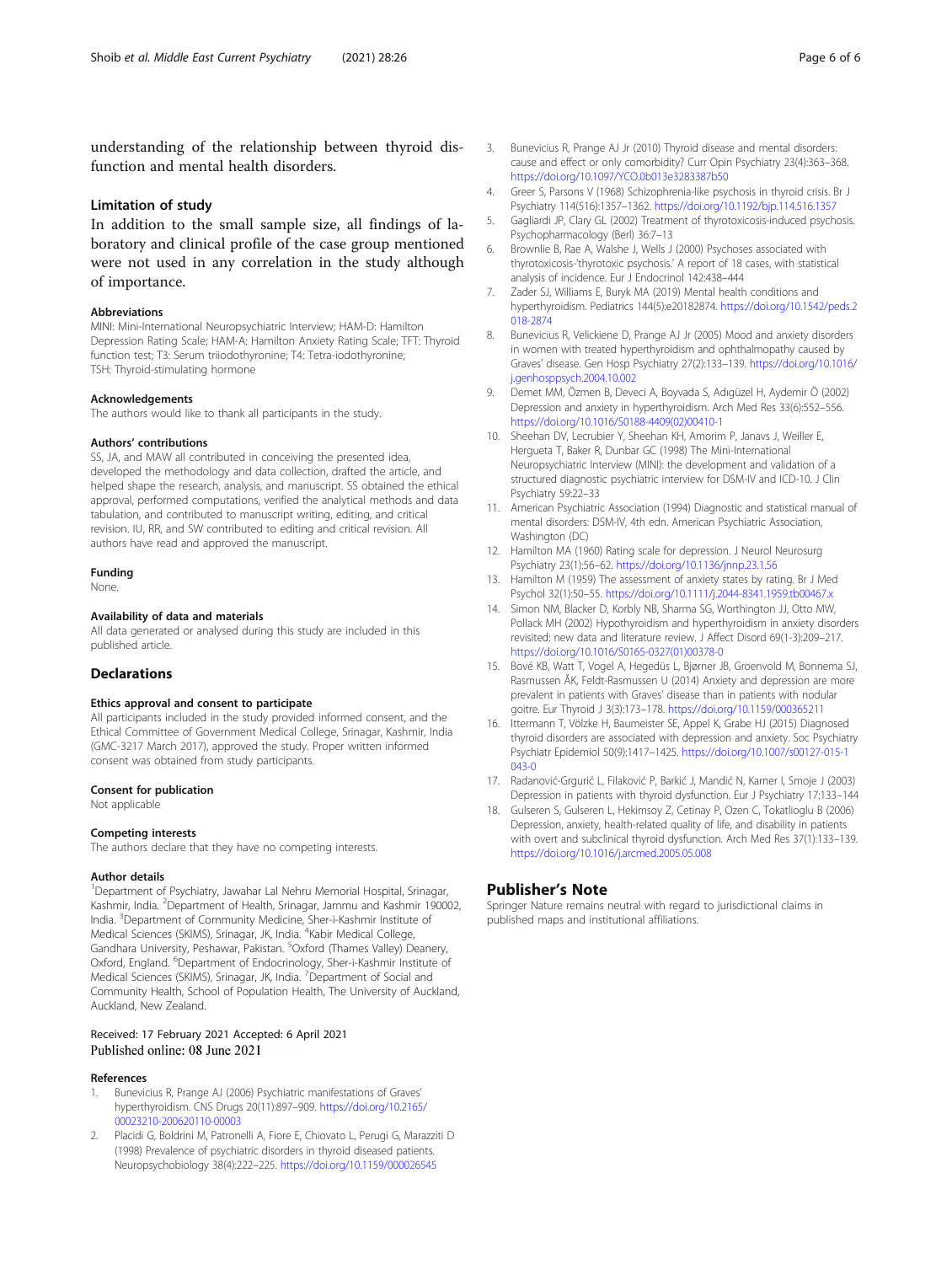understanding of the relationship between thyroid dysfunction and mental health disorders.

### Limitation of study

In addition to the small sample size, all findings of laboratory and clinical profile of the case group mentioned were not used in any correlation in the study although of importance.

#### Abbreviations

MINI: Mini-International Neuropsychiatric Interview; HAM-D: Hamilton Depression Rating Scale; HAM-A: Hamilton Anxiety Rating Scale; TFT: Thyroid function test; T3: Serum triiodothyronine; T4: Tetra-iodothyronine; TSH: Thyroid-stimulating hormone

#### Acknowledgements

The authors would like to thank all participants in the study.

#### Authors' contributions

SS, JA, and MAW all contributed in conceiving the presented idea, developed the methodology and data collection, drafted the article, and helped shape the research, analysis, and manuscript. SS obtained the ethical approval, performed computations, verified the analytical methods and data tabulation, and contributed to manuscript writing, editing, and critical revision. IU, RR, and SW contributed to editing and critical revision. All authors have read and approved the manuscript.

#### Funding

None.

#### Availability of data and materials

All data generated or analysed during this study are included in this published article.

## Declarations

#### Ethics approval and consent to participate

All participants included in the study provided informed consent, and the Ethical Committee of Government Medical College, Srinagar, Kashmir, India (GMC-3217 March 2017), approved the study. Proper written informed consent was obtained from study participants.

#### Consent for publication

Not applicable

#### Competing interests

The authors declare that they have no competing interests.

#### Author details

[1]Department of Psychiatry, Jawahar Lal Nehru Memorial Hospital, Srinagar, Kashmir, India. [2]Department of Health, Srinagar, Jammu and Kashmir 190002, India. [3]Department of Community Medicine, Sher-i-Kashmir Institute of Medical Sciences (SKIMS), Srinagar, JK, India. [4]Kabir Medical College, Gandhara University, Peshawar, Pakistan. [5]Oxford (Thames Valley) Deanery, Oxford, England. [6]Department of Endocrinology, Sher-i-Kashmir Institute of Medical Sciences (SKIMS), Srinagar, JK, India. [7]Department of Social and Community Health, School of Population Health, The University of Auckland, Auckland, New Zealand.

Received: 17 February 2021 Accepted: 6 April 2021
Published online: 08 June 2021

#### References

1. Bunevicius R, Prange AJ (2006) Psychiatric manifestations of Graves' hyperthyroidism. CNS Drugs 20(11):897–909. https://doi.org/10.2165/00023210-200620110-00003
2. Placidi G, Boldrini M, Patronelli A, Fiore E, Chiovato L, Perugi G, Marazziti D (1998) Prevalence of psychiatric disorders in thyroid diseased patients. Neuropsychobiology 38(4):222–225. https://doi.org/10.1159/000026545
3. Bunevicius R, Prange AJ Jr (2010) Thyroid disease and mental disorders: cause and effect or only comorbidity? Curr Opin Psychiatry 23(4):363–368. https://doi.org/10.1097/YCO.0b013e3283387b50
4. Greer S, Parsons V (1968) Schizophrenia-like psychosis in thyroid crisis. Br J Psychiatry 114(516):1357–1362. https://doi.org/10.1192/bjp.114.516.1357
5. Gagliardi JP, Clary GL (2002) Treatment of thyrotoxicosis-induced psychosis. Psychopharmacology (Berl) 36:7–13
6. Brownlie B, Rae A, Walshe J, Wells J (2000) Psychoses associated with thyrotoxicosis-'thyrotoxic psychosis.' A report of 18 cases, with statistical analysis of incidence. Eur J Endocrinol 142:438–444
7. Zader SJ, Williams E, Buryk MA (2019) Mental health conditions and hyperthyroidism. Pediatrics 144(5):e20182874. https://doi.org/10.1542/peds.2018-2874
8. Bunevicius R, Velickiene D, Prange AJ Jr (2005) Mood and anxiety disorders in women with treated hyperthyroidism and ophthalmopathy caused by Graves' disease. Gen Hosp Psychiatry 27(2):133–139. https://doi.org/10.1016/j.genhosppsych.2004.10.002
9. Demet MM, Özmen B, Deveci A, Boyvada S, Adıgüzel H, Aydemir Ö (2002) Depression and anxiety in hyperthyroidism. Arch Med Res 33(6):552–556. https://doi.org/10.1016/S0188-4409(02)00410-1
10. Sheehan DV, Lecrubier Y, Sheehan KH, Amorim P, Janavs J, Weiller E, Hergueta T, Baker R, Dunbar GC (1998) The Mini-International Neuropsychiatric Interview (MINI): the development and validation of a structured diagnostic psychiatric interview for DSM-IV and ICD-10. J Clin Psychiatry 59:22–33
11. American Psychiatric Association (1994) Diagnostic and statistical manual of mental disorders: DSM-IV, 4th edn. American Psychiatric Association, Washington (DC)
12. Hamilton MA (1960) Rating scale for depression. J Neurol Neurosurg Psychiatry 23(1):56–62. https://doi.org/10.1136/jnnp.23.1.56
13. Hamilton M (1959) The assessment of anxiety states by rating. Br J Med Psychol 32(1):50–55. https://doi.org/10.1111/j.2044-8341.1959.tb00467.x
14. Simon NM, Blacker D, Korbly NB, Sharma SG, Worthington JJ, Otto MW, Pollack MH (2002) Hypothyroidism and hyperthyroidism in anxiety disorders revisited: new data and literature review. J Affect Disord 69(1-3):209–217. https://doi.org/10.1016/S0165-0327(01)00378-0
15. Bové KB, Watt T, Vogel A, Hegedüs L, Bjørner JB, Groenvold M, Bonnema SJ, Rasmussen ÅK, Feldt-Rasmussen U (2014) Anxiety and depression are more prevalent in patients with Graves' disease than in patients with nodular goitre. Eur Thyroid J 3(3):173–178. https://doi.org/10.1159/000365211
16. Ittermann T, Völzke H, Baumeister SE, Appel K, Grabe HJ (2015) Diagnosed thyroid disorders are associated with depression and anxiety. Soc Psychiatry Psychiatr Epidemiol 50(9):1417–1425. https://doi.org/10.1007/s00127-015-1043-0
17. Radanović-Grgurić L, Filaković P, Barkić J, Mandić N, Karner I, Smoje J (2003) Depression in patients with thyroid dysfunction. Eur J Psychiatry 17:133–144
18. Gulseren S, Gulseren L, Hekimsoy Z, Cetinay P, Ozen C, Tokatlioglu B (2006) Depression, anxiety, health-related quality of life, and disability in patients with overt and subclinical thyroid dysfunction. Arch Med Res 37(1):133–139. https://doi.org/10.1016/j.arcmed.2005.05.008

## Publisher's Note

Springer Nature remains neutral with regard to jurisdictional claims in published maps and institutional affiliations.